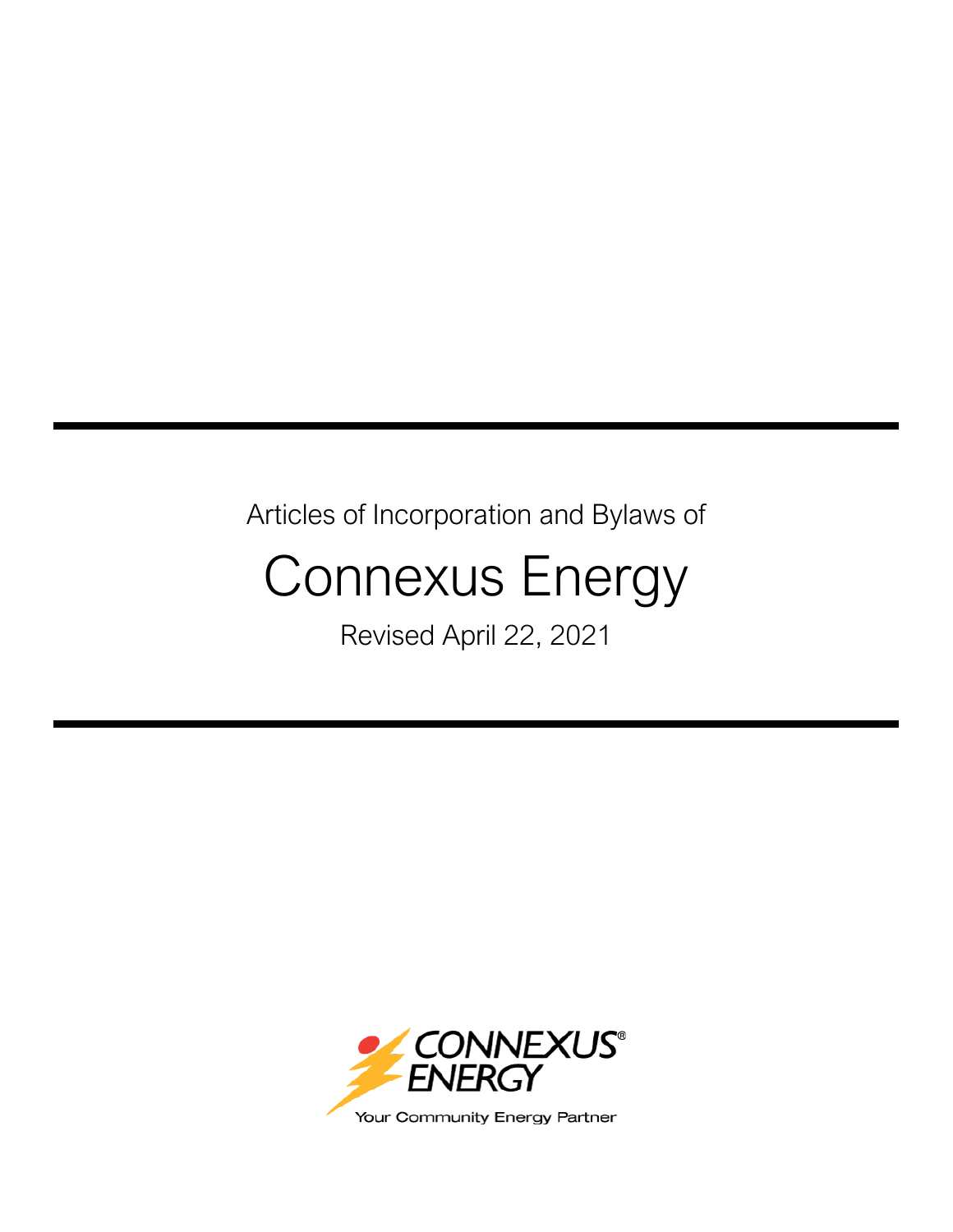Articles of Incorporation and Bylaws of

# Connexus Energy

Revised April 22, 2021

CONNEXUS® ENERGY

Your Community Energy Partner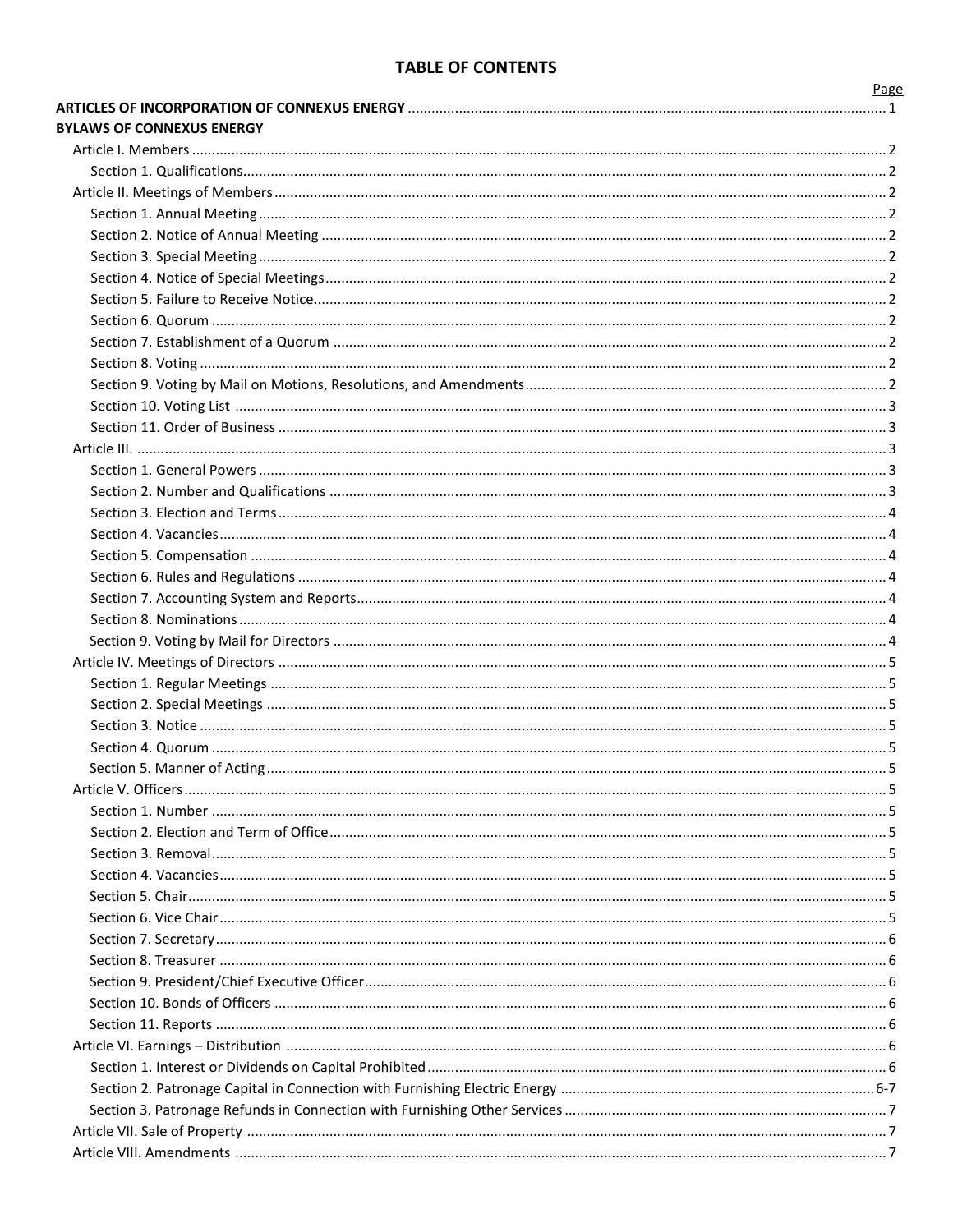# TABLE OF CONTENTS

| | Page |
|---|---|
| **ARTICLES OF INCORPORATION OF CONNEXUS ENERGY** | 1 |
| **BYLAWS OF CONNEXUS ENERGY** | |
| Article I. Members | 2 |
| Section 1. Qualifications | 2 |
| Article II. Meetings of Members | 2 |
| Section 1. Annual Meeting | 2 |
| Section 2. Notice of Annual Meeting | 2 |
| Section 3. Special Meeting | 2 |
| Section 4. Notice of Special Meetings | 2 |
| Section 5. Failure to Receive Notice | 2 |
| Section 6. Quorum | 2 |
| Section 7. Establishment of a Quorum | 2 |
| Section 8. Voting | 2 |
| Section 9. Voting by Mail on Motions, Resolutions, and Amendments | 2 |
| Section 10. Voting List | 3 |
| Section 11. Order of Business | 3 |
| Article III. | 3 |
| Section 1. General Powers | 3 |
| Section 2. Number and Qualifications | 3 |
| Section 3. Election and Terms | 4 |
| Section 4. Vacancies | 4 |
| Section 5. Compensation | 4 |
| Section 6. Rules and Regulations | 4 |
| Section 7. Accounting System and Reports | 4 |
| Section 8. Nominations | 4 |
| Section 9. Voting by Mail for Directors | 4 |
| Article IV. Meetings of Directors | 5 |
| Section 1. Regular Meetings | 5 |
| Section 2. Special Meetings | 5 |
| Section 3. Notice | 5 |
| Section 4. Quorum | 5 |
| Section 5. Manner of Acting | 5 |
| Article V. Officers | 5 |
| Section 1. Number | 5 |
| Section 2. Election and Term of Office | 5 |
| Section 3. Removal | 5 |
| Section 4. Vacancies | 5 |
| Section 5. Chair | 5 |
| Section 6. Vice Chair | 5 |
| Section 7. Secretary | 6 |
| Section 8. Treasurer | 6 |
| Section 9. President/Chief Executive Officer | 6 |
| Section 10. Bonds of Officers | 6 |
| Section 11. Reports | 6 |
| Article VI. Earnings – Distribution | 6 |
| Section 1. Interest or Dividends on Capital Prohibited | 6 |
| Section 2. Patronage Capital in Connection with Furnishing Electric Energy | 6-7 |
| Section 3. Patronage Refunds in Connection with Furnishing Other Services | 7 |
| Article VII. Sale of Property | 7 |
| Article VIII. Amendments | 7 |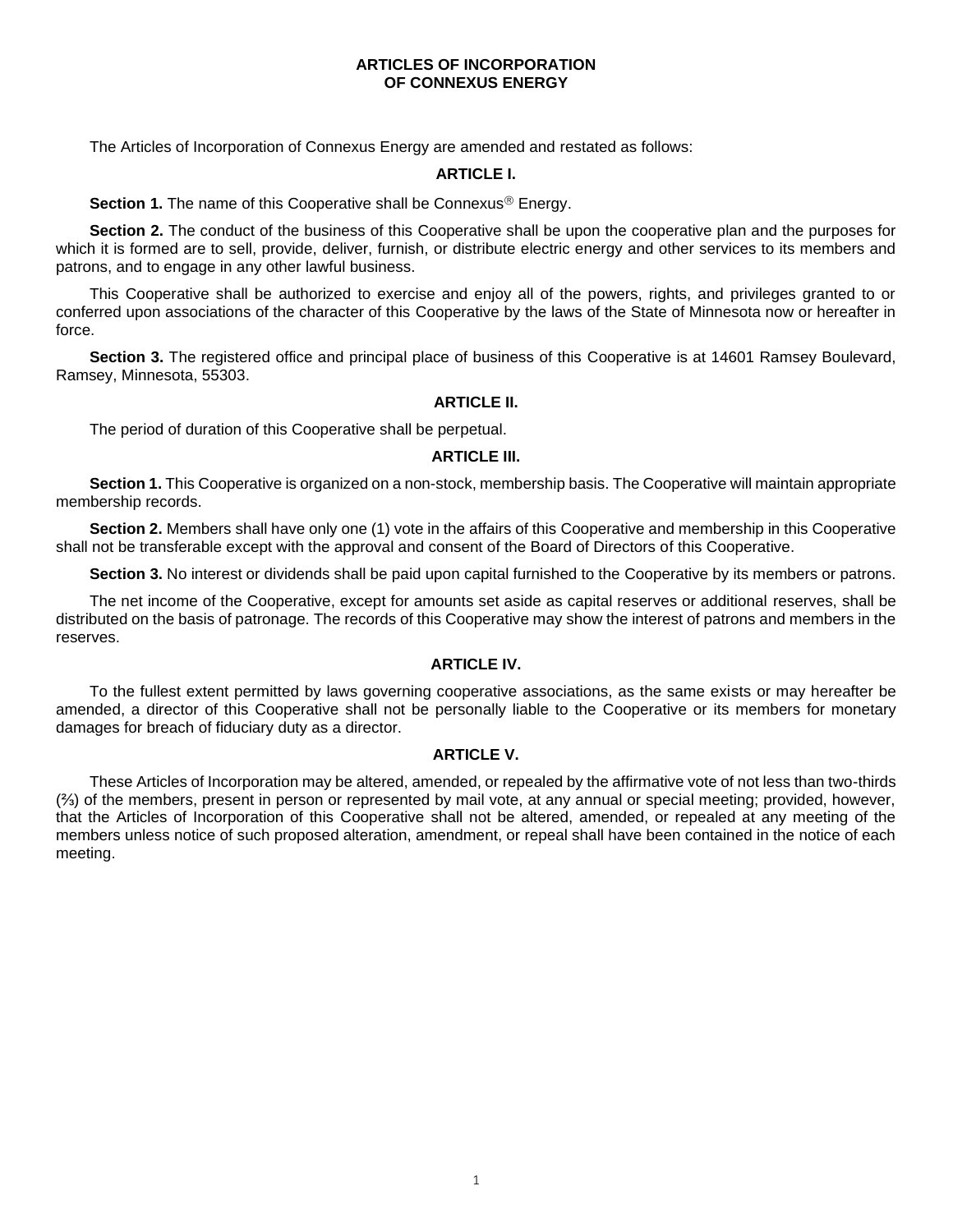# ARTICLES OF INCORPORATION OF CONNEXUS ENERGY

The Articles of Incorporation of Connexus Energy are amended and restated as follows:

## ARTICLE I.

**Section 1.** The name of this Cooperative shall be Connexus® Energy.

**Section 2.** The conduct of the business of this Cooperative shall be upon the cooperative plan and the purposes for which it is formed are to sell, provide, deliver, furnish, or distribute electric energy and other services to its members and patrons, and to engage in any other lawful business.

This Cooperative shall be authorized to exercise and enjoy all of the powers, rights, and privileges granted to or conferred upon associations of the character of this Cooperative by the laws of the State of Minnesota now or hereafter in force.

**Section 3.** The registered office and principal place of business of this Cooperative is at 14601 Ramsey Boulevard, Ramsey, Minnesota, 55303.

## ARTICLE II.

The period of duration of this Cooperative shall be perpetual.

## ARTICLE III.

**Section 1.** This Cooperative is organized on a non-stock, membership basis. The Cooperative will maintain appropriate membership records.

**Section 2.** Members shall have only one (1) vote in the affairs of this Cooperative and membership in this Cooperative shall not be transferable except with the approval and consent of the Board of Directors of this Cooperative.

**Section 3.** No interest or dividends shall be paid upon capital furnished to the Cooperative by its members or patrons.

The net income of the Cooperative, except for amounts set aside as capital reserves or additional reserves, shall be distributed on the basis of patronage. The records of this Cooperative may show the interest of patrons and members in the reserves.

## ARTICLE IV.

To the fullest extent permitted by laws governing cooperative associations, as the same exists or may hereafter be amended, a director of this Cooperative shall not be personally liable to the Cooperative or its members for monetary damages for breach of fiduciary duty as a director.

## ARTICLE V.

These Articles of Incorporation may be altered, amended, or repealed by the affirmative vote of not less than two-thirds (⅔) of the members, present in person or represented by mail vote, at any annual or special meeting; provided, however, that the Articles of Incorporation of this Cooperative shall not be altered, amended, or repealed at any meeting of the members unless notice of such proposed alteration, amendment, or repeal shall have been contained in the notice of each meeting.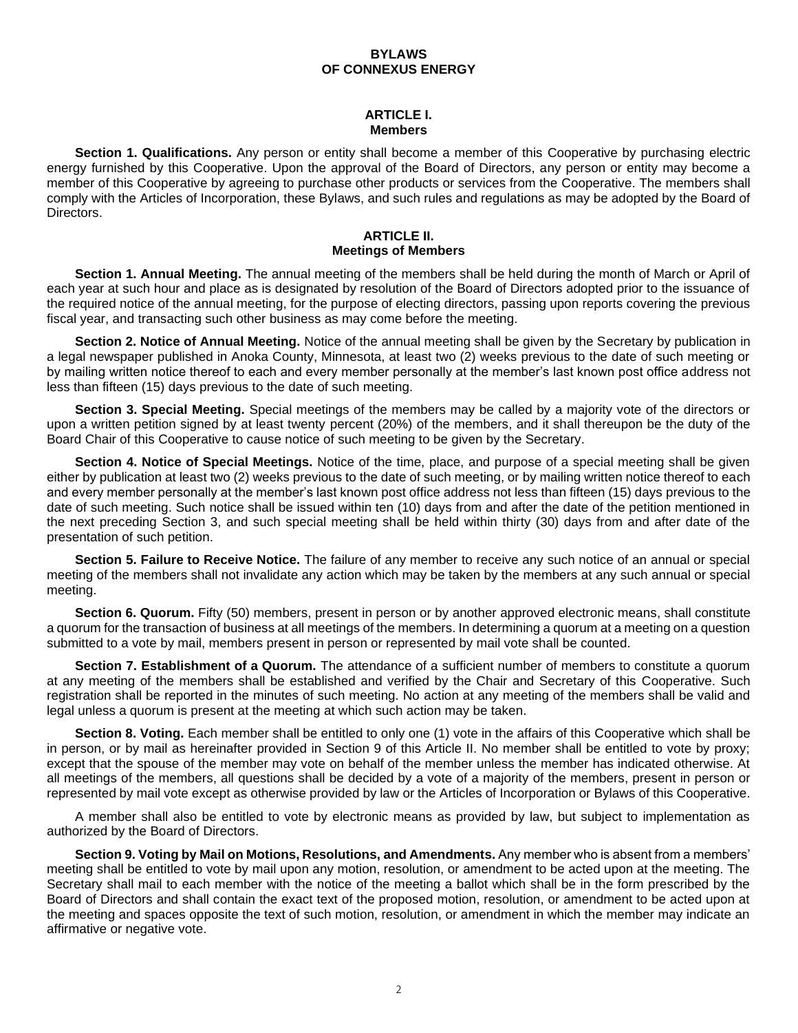# BYLAWS
# OF CONNEXUS ENERGY

## ARTICLE I.
## Members

**Section 1. Qualifications.** Any person or entity shall become a member of this Cooperative by purchasing electric energy furnished by this Cooperative. Upon the approval of the Board of Directors, any person or entity may become a member of this Cooperative by agreeing to purchase other products or services from the Cooperative. The members shall comply with the Articles of Incorporation, these Bylaws, and such rules and regulations as may be adopted by the Board of Directors.

## ARTICLE II.
## Meetings of Members

**Section 1. Annual Meeting.** The annual meeting of the members shall be held during the month of March or April of each year at such hour and place as is designated by resolution of the Board of Directors adopted prior to the issuance of the required notice of the annual meeting, for the purpose of electing directors, passing upon reports covering the previous fiscal year, and transacting such other business as may come before the meeting.

**Section 2. Notice of Annual Meeting.** Notice of the annual meeting shall be given by the Secretary by publication in a legal newspaper published in Anoka County, Minnesota, at least two (2) weeks previous to the date of such meeting or by mailing written notice thereof to each and every member personally at the member's last known post office address not less than fifteen (15) days previous to the date of such meeting.

**Section 3. Special Meeting.** Special meetings of the members may be called by a majority vote of the directors or upon a written petition signed by at least twenty percent (20%) of the members, and it shall thereupon be the duty of the Board Chair of this Cooperative to cause notice of such meeting to be given by the Secretary.

**Section 4. Notice of Special Meetings.** Notice of the time, place, and purpose of a special meeting shall be given either by publication at least two (2) weeks previous to the date of such meeting, or by mailing written notice thereof to each and every member personally at the member's last known post office address not less than fifteen (15) days previous to the date of such meeting. Such notice shall be issued within ten (10) days from and after the date of the petition mentioned in the next preceding Section 3, and such special meeting shall be held within thirty (30) days from and after date of the presentation of such petition.

**Section 5. Failure to Receive Notice.** The failure of any member to receive any such notice of an annual or special meeting of the members shall not invalidate any action which may be taken by the members at any such annual or special meeting.

**Section 6. Quorum.** Fifty (50) members, present in person or by another approved electronic means, shall constitute a quorum for the transaction of business at all meetings of the members. In determining a quorum at a meeting on a question submitted to a vote by mail, members present in person or represented by mail vote shall be counted.

**Section 7. Establishment of a Quorum.** The attendance of a sufficient number of members to constitute a quorum at any meeting of the members shall be established and verified by the Chair and Secretary of this Cooperative. Such registration shall be reported in the minutes of such meeting. No action at any meeting of the members shall be valid and legal unless a quorum is present at the meeting at which such action may be taken.

**Section 8. Voting.** Each member shall be entitled to only one (1) vote in the affairs of this Cooperative which shall be in person, or by mail as hereinafter provided in Section 9 of this Article II. No member shall be entitled to vote by proxy; except that the spouse of the member may vote on behalf of the member unless the member has indicated otherwise. At all meetings of the members, all questions shall be decided by a vote of a majority of the members, present in person or represented by mail vote except as otherwise provided by law or the Articles of Incorporation or Bylaws of this Cooperative.

A member shall also be entitled to vote by electronic means as provided by law, but subject to implementation as authorized by the Board of Directors.

**Section 9. Voting by Mail on Motions, Resolutions, and Amendments.** Any member who is absent from a members' meeting shall be entitled to vote by mail upon any motion, resolution, or amendment to be acted upon at the meeting. The Secretary shall mail to each member with the notice of the meeting a ballot which shall be in the form prescribed by the Board of Directors and shall contain the exact text of the proposed motion, resolution, or amendment to be acted upon at the meeting and spaces opposite the text of such motion, resolution, or amendment in which the member may indicate an affirmative or negative vote.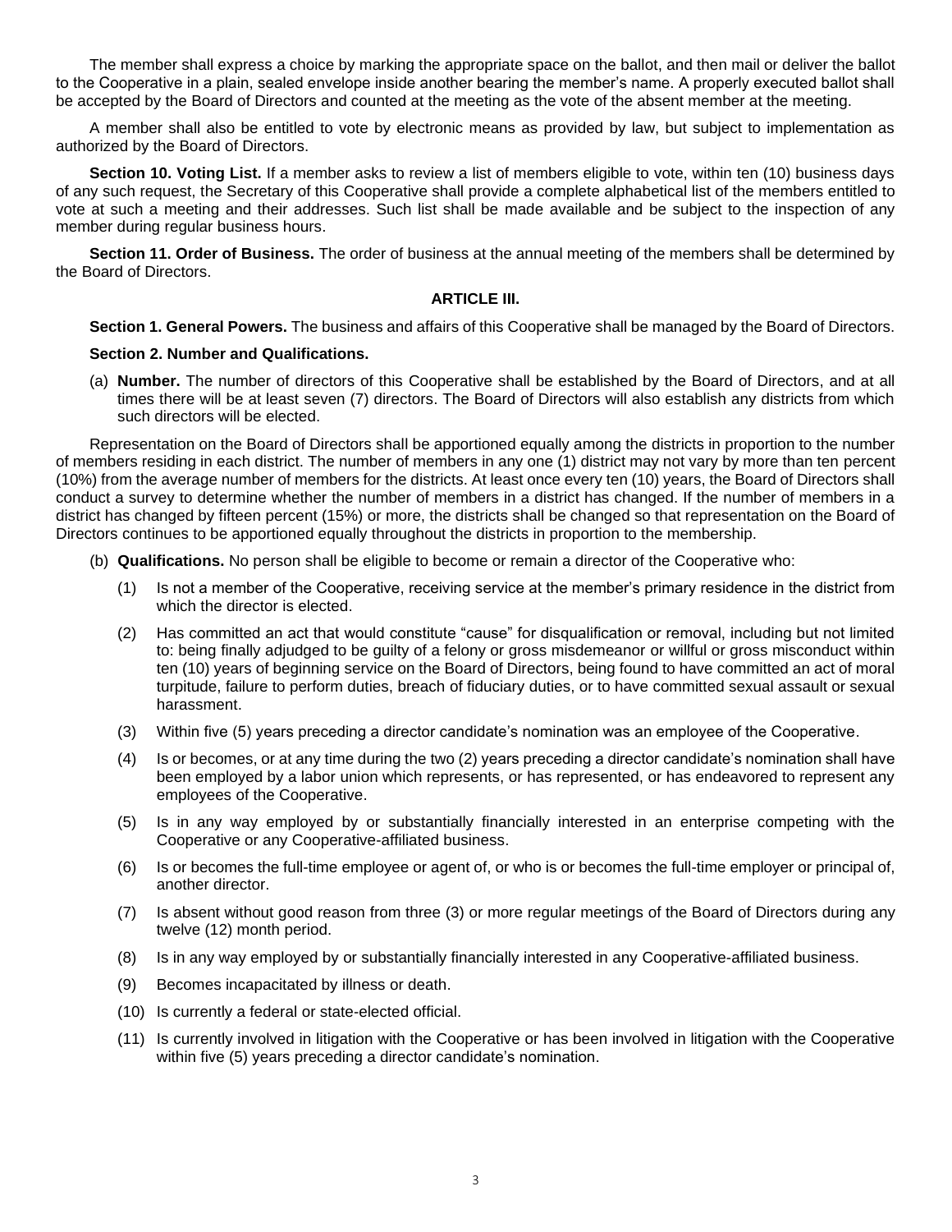The member shall express a choice by marking the appropriate space on the ballot, and then mail or deliver the ballot to the Cooperative in a plain, sealed envelope inside another bearing the member's name. A properly executed ballot shall be accepted by the Board of Directors and counted at the meeting as the vote of the absent member at the meeting.

A member shall also be entitled to vote by electronic means as provided by law, but subject to implementation as authorized by the Board of Directors.

**Section 10. Voting List.** If a member asks to review a list of members eligible to vote, within ten (10) business days of any such request, the Secretary of this Cooperative shall provide a complete alphabetical list of the members entitled to vote at such a meeting and their addresses. Such list shall be made available and be subject to the inspection of any member during regular business hours.

**Section 11. Order of Business.** The order of business at the annual meeting of the members shall be determined by the Board of Directors.

## ARTICLE III.

**Section 1. General Powers.** The business and affairs of this Cooperative shall be managed by the Board of Directors.

**Section 2. Number and Qualifications.**

(a) **Number.** The number of directors of this Cooperative shall be established by the Board of Directors, and at all times there will be at least seven (7) directors. The Board of Directors will also establish any districts from which such directors will be elected.

Representation on the Board of Directors shall be apportioned equally among the districts in proportion to the number of members residing in each district. The number of members in any one (1) district may not vary by more than ten percent (10%) from the average number of members for the districts. At least once every ten (10) years, the Board of Directors shall conduct a survey to determine whether the number of members in a district has changed. If the number of members in a district has changed by fifteen percent (15%) or more, the districts shall be changed so that representation on the Board of Directors continues to be apportioned equally throughout the districts in proportion to the membership.

(b) **Qualifications.** No person shall be eligible to become or remain a director of the Cooperative who:

(1) Is not a member of the Cooperative, receiving service at the member's primary residence in the district from which the director is elected.

(2) Has committed an act that would constitute "cause" for disqualification or removal, including but not limited to: being finally adjudged to be guilty of a felony or gross misdemeanor or willful or gross misconduct within ten (10) years of beginning service on the Board of Directors, being found to have committed an act of moral turpitude, failure to perform duties, breach of fiduciary duties, or to have committed sexual assault or sexual harassment.

(3) Within five (5) years preceding a director candidate's nomination was an employee of the Cooperative.

(4) Is or becomes, or at any time during the two (2) years preceding a director candidate's nomination shall have been employed by a labor union which represents, or has represented, or has endeavored to represent any employees of the Cooperative.

(5) Is in any way employed by or substantially financially interested in an enterprise competing with the Cooperative or any Cooperative-affiliated business.

(6) Is or becomes the full-time employee or agent of, or who is or becomes the full-time employer or principal of, another director.

(7) Is absent without good reason from three (3) or more regular meetings of the Board of Directors during any twelve (12) month period.

(8) Is in any way employed by or substantially financially interested in any Cooperative-affiliated business.

(9) Becomes incapacitated by illness or death.

(10) Is currently a federal or state-elected official.

(11) Is currently involved in litigation with the Cooperative or has been involved in litigation with the Cooperative within five (5) years preceding a director candidate's nomination.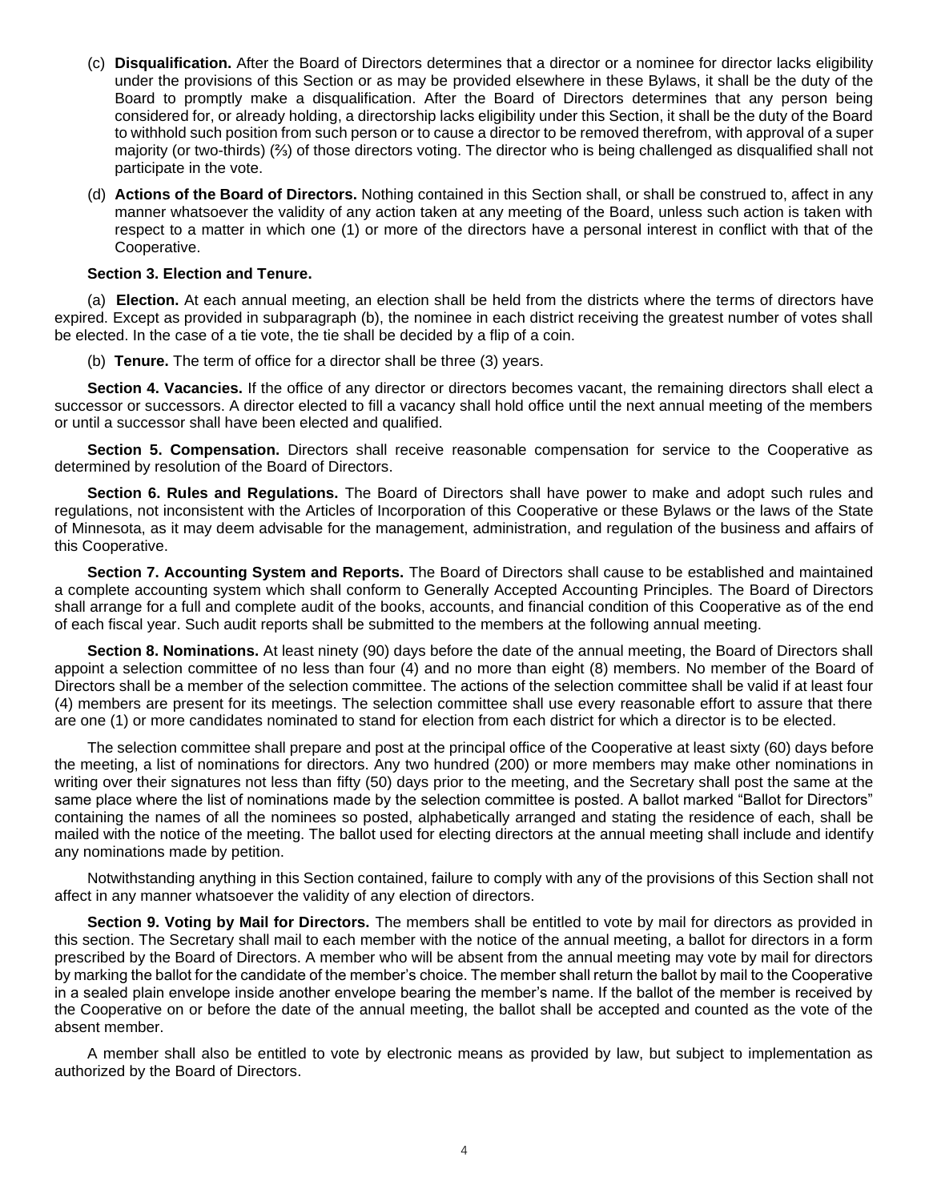(c) **Disqualification.** After the Board of Directors determines that a director or a nominee for director lacks eligibility under the provisions of this Section or as may be provided elsewhere in these Bylaws, it shall be the duty of the Board to promptly make a disqualification. After the Board of Directors determines that any person being considered for, or already holding, a directorship lacks eligibility under this Section, it shall be the duty of the Board to withhold such position from such person or to cause a director to be removed therefrom, with approval of a super majority (or two-thirds) (⅔) of those directors voting. The director who is being challenged as disqualified shall not participate in the vote.

(d) **Actions of the Board of Directors.** Nothing contained in this Section shall, or shall be construed to, affect in any manner whatsoever the validity of any action taken at any meeting of the Board, unless such action is taken with respect to a matter in which one (1) or more of the directors have a personal interest in conflict with that of the Cooperative.

**Section 3. Election and Tenure.**

(a) **Election.** At each annual meeting, an election shall be held from the districts where the terms of directors have expired. Except as provided in subparagraph (b), the nominee in each district receiving the greatest number of votes shall be elected. In the case of a tie vote, the tie shall be decided by a flip of a coin.

(b) **Tenure.** The term of office for a director shall be three (3) years.

**Section 4. Vacancies.** If the office of any director or directors becomes vacant, the remaining directors shall elect a successor or successors. A director elected to fill a vacancy shall hold office until the next annual meeting of the members or until a successor shall have been elected and qualified.

**Section 5. Compensation.** Directors shall receive reasonable compensation for service to the Cooperative as determined by resolution of the Board of Directors.

**Section 6. Rules and Regulations.** The Board of Directors shall have power to make and adopt such rules and regulations, not inconsistent with the Articles of Incorporation of this Cooperative or these Bylaws or the laws of the State of Minnesota, as it may deem advisable for the management, administration, and regulation of the business and affairs of this Cooperative.

**Section 7. Accounting System and Reports.** The Board of Directors shall cause to be established and maintained a complete accounting system which shall conform to Generally Accepted Accounting Principles. The Board of Directors shall arrange for a full and complete audit of the books, accounts, and financial condition of this Cooperative as of the end of each fiscal year. Such audit reports shall be submitted to the members at the following annual meeting.

**Section 8. Nominations.** At least ninety (90) days before the date of the annual meeting, the Board of Directors shall appoint a selection committee of no less than four (4) and no more than eight (8) members. No member of the Board of Directors shall be a member of the selection committee. The actions of the selection committee shall be valid if at least four (4) members are present for its meetings. The selection committee shall use every reasonable effort to assure that there are one (1) or more candidates nominated to stand for election from each district for which a director is to be elected.

The selection committee shall prepare and post at the principal office of the Cooperative at least sixty (60) days before the meeting, a list of nominations for directors. Any two hundred (200) or more members may make other nominations in writing over their signatures not less than fifty (50) days prior to the meeting, and the Secretary shall post the same at the same place where the list of nominations made by the selection committee is posted. A ballot marked "Ballot for Directors" containing the names of all the nominees so posted, alphabetically arranged and stating the residence of each, shall be mailed with the notice of the meeting. The ballot used for electing directors at the annual meeting shall include and identify any nominations made by petition.

Notwithstanding anything in this Section contained, failure to comply with any of the provisions of this Section shall not affect in any manner whatsoever the validity of any election of directors.

**Section 9. Voting by Mail for Directors.** The members shall be entitled to vote by mail for directors as provided in this section. The Secretary shall mail to each member with the notice of the annual meeting, a ballot for directors in a form prescribed by the Board of Directors. A member who will be absent from the annual meeting may vote by mail for directors by marking the ballot for the candidate of the member's choice. The member shall return the ballot by mail to the Cooperative in a sealed plain envelope inside another envelope bearing the member's name. If the ballot of the member is received by the Cooperative on or before the date of the annual meeting, the ballot shall be accepted and counted as the vote of the absent member.

A member shall also be entitled to vote by electronic means as provided by law, but subject to implementation as authorized by the Board of Directors.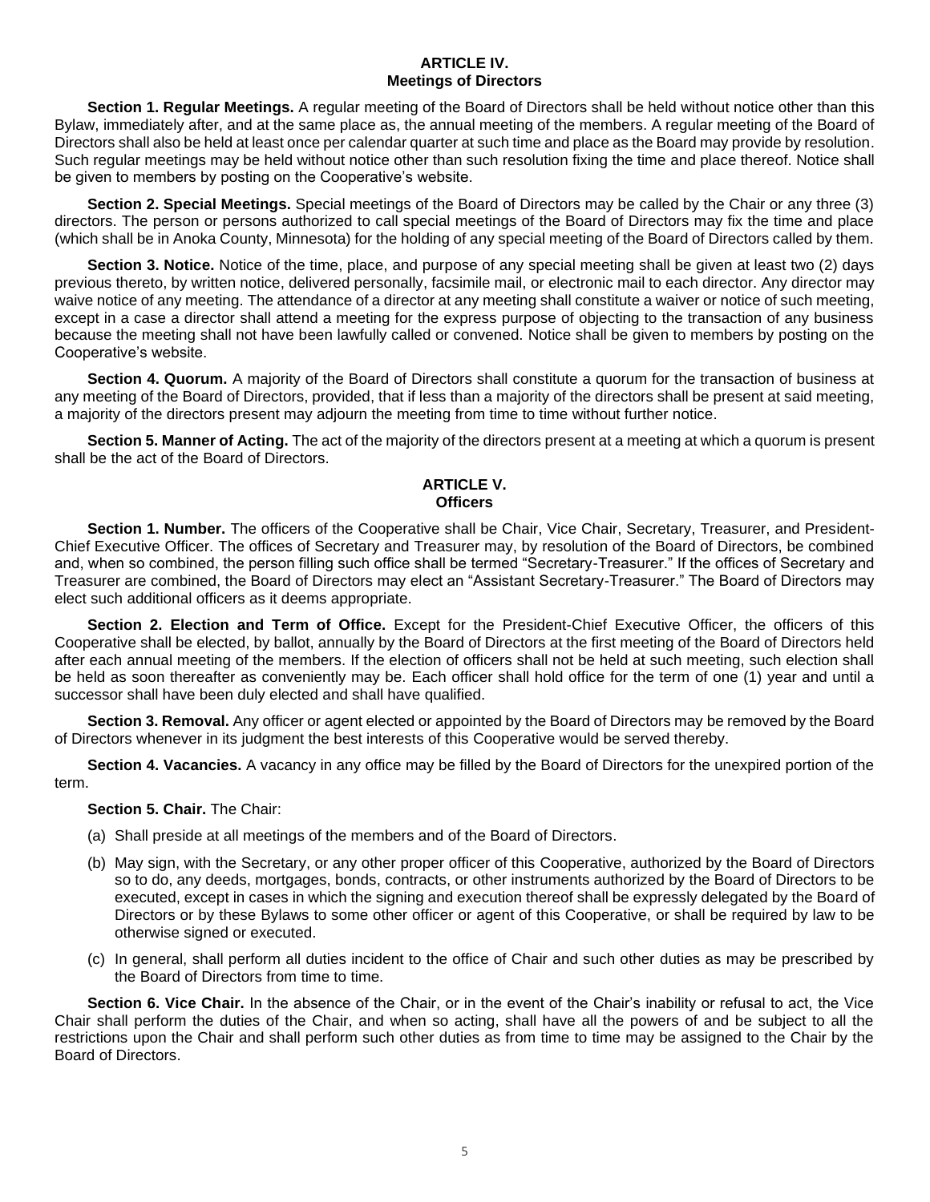## ARTICLE IV.
## Meetings of Directors

**Section 1. Regular Meetings.** A regular meeting of the Board of Directors shall be held without notice other than this Bylaw, immediately after, and at the same place as, the annual meeting of the members. A regular meeting of the Board of Directors shall also be held at least once per calendar quarter at such time and place as the Board may provide by resolution. Such regular meetings may be held without notice other than such resolution fixing the time and place thereof. Notice shall be given to members by posting on the Cooperative's website.

**Section 2. Special Meetings.** Special meetings of the Board of Directors may be called by the Chair or any three (3) directors. The person or persons authorized to call special meetings of the Board of Directors may fix the time and place (which shall be in Anoka County, Minnesota) for the holding of any special meeting of the Board of Directors called by them.

**Section 3. Notice.** Notice of the time, place, and purpose of any special meeting shall be given at least two (2) days previous thereto, by written notice, delivered personally, facsimile mail, or electronic mail to each director. Any director may waive notice of any meeting. The attendance of a director at any meeting shall constitute a waiver or notice of such meeting, except in a case a director shall attend a meeting for the express purpose of objecting to the transaction of any business because the meeting shall not have been lawfully called or convened. Notice shall be given to members by posting on the Cooperative's website.

**Section 4. Quorum.** A majority of the Board of Directors shall constitute a quorum for the transaction of business at any meeting of the Board of Directors, provided, that if less than a majority of the directors shall be present at said meeting, a majority of the directors present may adjourn the meeting from time to time without further notice.

**Section 5. Manner of Acting.** The act of the majority of the directors present at a meeting at which a quorum is present shall be the act of the Board of Directors.

## ARTICLE V.
## Officers

**Section 1. Number.** The officers of the Cooperative shall be Chair, Vice Chair, Secretary, Treasurer, and President-Chief Executive Officer. The offices of Secretary and Treasurer may, by resolution of the Board of Directors, be combined and, when so combined, the person filling such office shall be termed "Secretary-Treasurer." If the offices of Secretary and Treasurer are combined, the Board of Directors may elect an "Assistant Secretary-Treasurer." The Board of Directors may elect such additional officers as it deems appropriate.

**Section 2. Election and Term of Office.** Except for the President-Chief Executive Officer, the officers of this Cooperative shall be elected, by ballot, annually by the Board of Directors at the first meeting of the Board of Directors held after each annual meeting of the members. If the election of officers shall not be held at such meeting, such election shall be held as soon thereafter as conveniently may be. Each officer shall hold office for the term of one (1) year and until a successor shall have been duly elected and shall have qualified.

**Section 3. Removal.** Any officer or agent elected or appointed by the Board of Directors may be removed by the Board of Directors whenever in its judgment the best interests of this Cooperative would be served thereby.

**Section 4. Vacancies.** A vacancy in any office may be filled by the Board of Directors for the unexpired portion of the term.

**Section 5. Chair.** The Chair:

(a) Shall preside at all meetings of the members and of the Board of Directors.

(b) May sign, with the Secretary, or any other proper officer of this Cooperative, authorized by the Board of Directors so to do, any deeds, mortgages, bonds, contracts, or other instruments authorized by the Board of Directors to be executed, except in cases in which the signing and execution thereof shall be expressly delegated by the Board of Directors or by these Bylaws to some other officer or agent of this Cooperative, or shall be required by law to be otherwise signed or executed.

(c) In general, shall perform all duties incident to the office of Chair and such other duties as may be prescribed by the Board of Directors from time to time.

**Section 6. Vice Chair.** In the absence of the Chair, or in the event of the Chair's inability or refusal to act, the Vice Chair shall perform the duties of the Chair, and when so acting, shall have all the powers of and be subject to all the restrictions upon the Chair and shall perform such other duties as from time to time may be assigned to the Chair by the Board of Directors.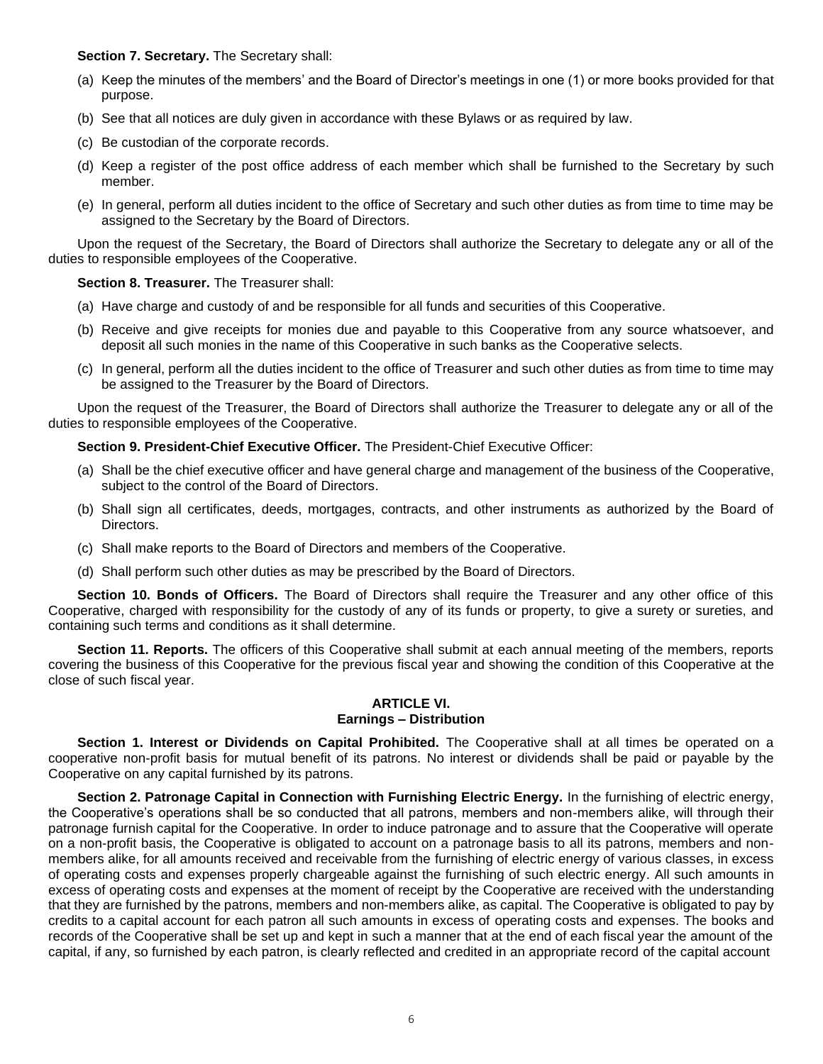**Section 7. Secretary.** The Secretary shall:

(a) Keep the minutes of the members' and the Board of Director's meetings in one (1) or more books provided for that purpose.

(b) See that all notices are duly given in accordance with these Bylaws or as required by law.

(c) Be custodian of the corporate records.

(d) Keep a register of the post office address of each member which shall be furnished to the Secretary by such member.

(e) In general, perform all duties incident to the office of Secretary and such other duties as from time to time may be assigned to the Secretary by the Board of Directors.

Upon the request of the Secretary, the Board of Directors shall authorize the Secretary to delegate any or all of the duties to responsible employees of the Cooperative.

**Section 8. Treasurer.** The Treasurer shall:

(a) Have charge and custody of and be responsible for all funds and securities of this Cooperative.

(b) Receive and give receipts for monies due and payable to this Cooperative from any source whatsoever, and deposit all such monies in the name of this Cooperative in such banks as the Cooperative selects.

(c) In general, perform all the duties incident to the office of Treasurer and such other duties as from time to time may be assigned to the Treasurer by the Board of Directors.

Upon the request of the Treasurer, the Board of Directors shall authorize the Treasurer to delegate any or all of the duties to responsible employees of the Cooperative.

**Section 9. President-Chief Executive Officer.** The President-Chief Executive Officer:

(a) Shall be the chief executive officer and have general charge and management of the business of the Cooperative, subject to the control of the Board of Directors.

(b) Shall sign all certificates, deeds, mortgages, contracts, and other instruments as authorized by the Board of Directors.

(c) Shall make reports to the Board of Directors and members of the Cooperative.

(d) Shall perform such other duties as may be prescribed by the Board of Directors.

**Section 10. Bonds of Officers.** The Board of Directors shall require the Treasurer and any other office of this Cooperative, charged with responsibility for the custody of any of its funds or property, to give a surety or sureties, and containing such terms and conditions as it shall determine.

**Section 11. Reports.** The officers of this Cooperative shall submit at each annual meeting of the members, reports covering the business of this Cooperative for the previous fiscal year and showing the condition of this Cooperative at the close of such fiscal year.

## ARTICLE VI.
## Earnings – Distribution

**Section 1. Interest or Dividends on Capital Prohibited.** The Cooperative shall at all times be operated on a cooperative non-profit basis for mutual benefit of its patrons. No interest or dividends shall be paid or payable by the Cooperative on any capital furnished by its patrons.

**Section 2. Patronage Capital in Connection with Furnishing Electric Energy.** In the furnishing of electric energy, the Cooperative's operations shall be so conducted that all patrons, members and non-members alike, will through their patronage furnish capital for the Cooperative. In order to induce patronage and to assure that the Cooperative will operate on a non-profit basis, the Cooperative is obligated to account on a patronage basis to all its patrons, members and non-members alike, for all amounts received and receivable from the furnishing of electric energy of various classes, in excess of operating costs and expenses properly chargeable against the furnishing of such electric energy. All such amounts in excess of operating costs and expenses at the moment of receipt by the Cooperative are received with the understanding that they are furnished by the patrons, members and non-members alike, as capital. The Cooperative is obligated to pay by credits to a capital account for each patron all such amounts in excess of operating costs and expenses. The books and records of the Cooperative shall be set up and kept in such a manner that at the end of each fiscal year the amount of the capital, if any, so furnished by each patron, is clearly reflected and credited in an appropriate record of the capital account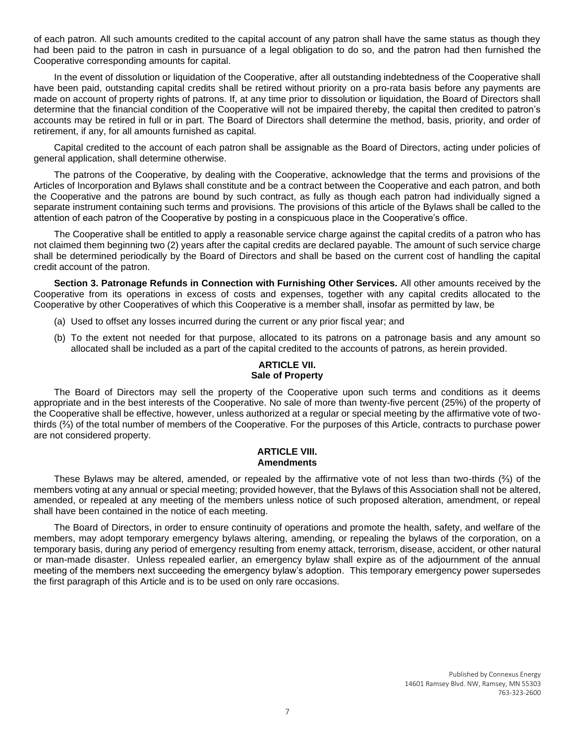of each patron. All such amounts credited to the capital account of any patron shall have the same status as though they had been paid to the patron in cash in pursuance of a legal obligation to do so, and the patron had then furnished the Cooperative corresponding amounts for capital.

In the event of dissolution or liquidation of the Cooperative, after all outstanding indebtedness of the Cooperative shall have been paid, outstanding capital credits shall be retired without priority on a pro-rata basis before any payments are made on account of property rights of patrons. If, at any time prior to dissolution or liquidation, the Board of Directors shall determine that the financial condition of the Cooperative will not be impaired thereby, the capital then credited to patron's accounts may be retired in full or in part. The Board of Directors shall determine the method, basis, priority, and order of retirement, if any, for all amounts furnished as capital.

Capital credited to the account of each patron shall be assignable as the Board of Directors, acting under policies of general application, shall determine otherwise.

The patrons of the Cooperative, by dealing with the Cooperative, acknowledge that the terms and provisions of the Articles of Incorporation and Bylaws shall constitute and be a contract between the Cooperative and each patron, and both the Cooperative and the patrons are bound by such contract, as fully as though each patron had individually signed a separate instrument containing such terms and provisions. The provisions of this article of the Bylaws shall be called to the attention of each patron of the Cooperative by posting in a conspicuous place in the Cooperative's office.

The Cooperative shall be entitled to apply a reasonable service charge against the capital credits of a patron who has not claimed them beginning two (2) years after the capital credits are declared payable. The amount of such service charge shall be determined periodically by the Board of Directors and shall be based on the current cost of handling the capital credit account of the patron.

**Section 3. Patronage Refunds in Connection with Furnishing Other Services.** All other amounts received by the Cooperative from its operations in excess of costs and expenses, together with any capital credits allocated to the Cooperative by other Cooperatives of which this Cooperative is a member shall, insofar as permitted by law, be

(a) Used to offset any losses incurred during the current or any prior fiscal year; and

(b) To the extent not needed for that purpose, allocated to its patrons on a patronage basis and any amount so allocated shall be included as a part of the capital credited to the accounts of patrons, as herein provided.

## ARTICLE VII.
## Sale of Property

The Board of Directors may sell the property of the Cooperative upon such terms and conditions as it deems appropriate and in the best interests of the Cooperative. No sale of more than twenty-five percent (25%) of the property of the Cooperative shall be effective, however, unless authorized at a regular or special meeting by the affirmative vote of two-thirds (⅔) of the total number of members of the Cooperative. For the purposes of this Article, contracts to purchase power are not considered property.

## ARTICLE VIII.
## Amendments

These Bylaws may be altered, amended, or repealed by the affirmative vote of not less than two-thirds (⅔) of the members voting at any annual or special meeting; provided however, that the Bylaws of this Association shall not be altered, amended, or repealed at any meeting of the members unless notice of such proposed alteration, amendment, or repeal shall have been contained in the notice of each meeting.

The Board of Directors, in order to ensure continuity of operations and promote the health, safety, and welfare of the members, may adopt temporary emergency bylaws altering, amending, or repealing the bylaws of the corporation, on a temporary basis, during any period of emergency resulting from enemy attack, terrorism, disease, accident, or other natural or man-made disaster. Unless repealed earlier, an emergency bylaw shall expire as of the adjournment of the annual meeting of the members next succeeding the emergency bylaw's adoption. This temporary emergency power supersedes the first paragraph of this Article and is to be used on only rare occasions.

Published by Connexus Energy
14601 Ramsey Blvd. NW, Ramsey, MN 55303
763-323-2600